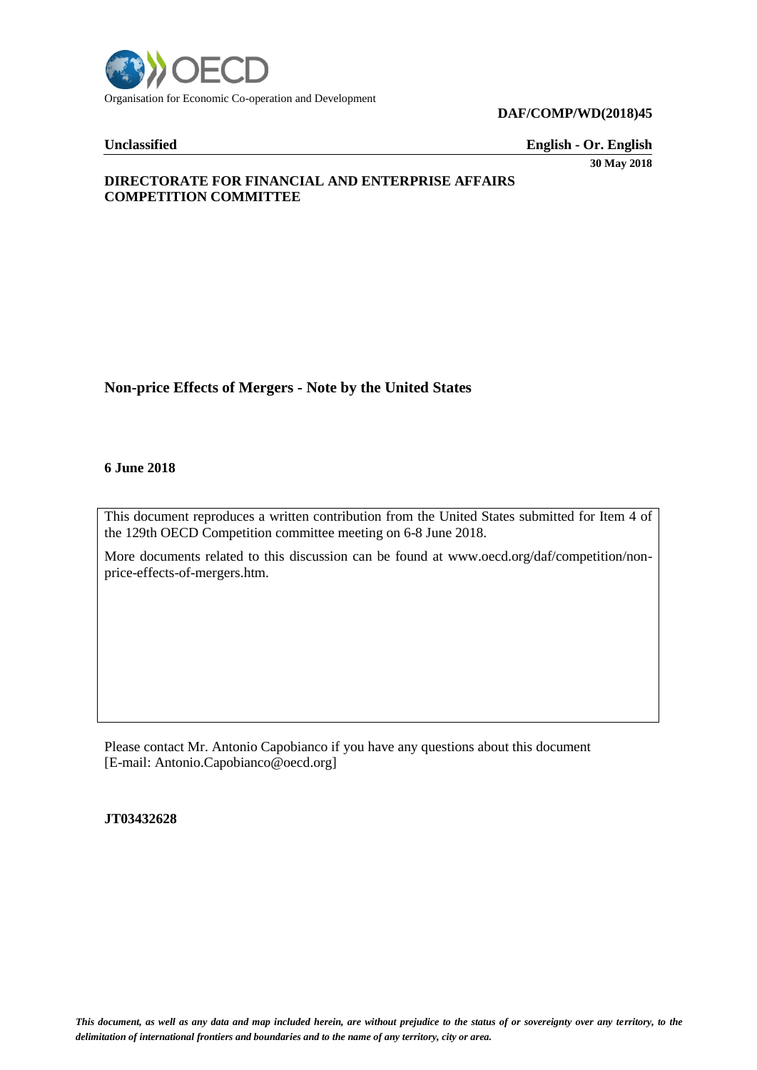Organisation for Economic Co-operation and Development

**DAF/COMP/WD(2018)45**

**Unclassified** **English - Or. English**

**30 May 2018**

**DIRECTORATE FOR FINANCIAL AND ENTERPRISE AFFAIRS**
**COMPETITION COMMITTEE**

## Non-price Effects of Mergers - Note by the United States

**6 June 2018**

This document reproduces a written contribution from the United States submitted for Item 4 of the 129th OECD Competition committee meeting on 6-8 June 2018.

More documents related to this discussion can be found at www.oecd.org/daf/competition/non-price-effects-of-mergers.htm.

Please contact Mr. Antonio Capobianco if you have any questions about this document [E-mail: Antonio.Capobianco@oecd.org]

**JT03432628**

*This document, as well as any data and map included herein, are without prejudice to the status of or sovereignty over any territory, to the delimitation of international frontiers and boundaries and to the name of any territory, city or area.*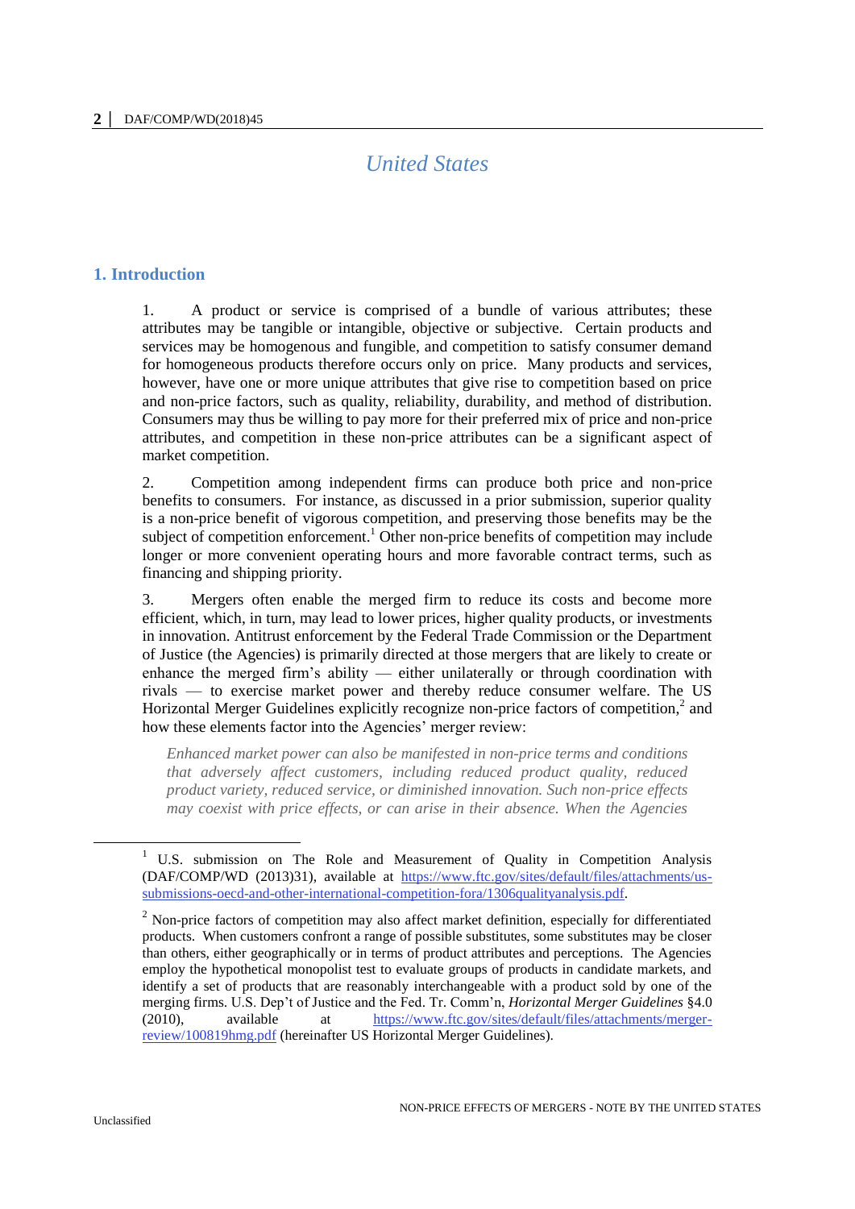# United States

## 1. Introduction

1. A product or service is comprised of a bundle of various attributes; these attributes may be tangible or intangible, objective or subjective. Certain products and services may be homogenous and fungible, and competition to satisfy consumer demand for homogeneous products therefore occurs only on price. Many products and services, however, have one or more unique attributes that give rise to competition based on price and non-price factors, such as quality, reliability, durability, and method of distribution. Consumers may thus be willing to pay more for their preferred mix of price and non-price attributes, and competition in these non-price attributes can be a significant aspect of market competition.

2. Competition among independent firms can produce both price and non-price benefits to consumers. For instance, as discussed in a prior submission, superior quality is a non-price benefit of vigorous competition, and preserving those benefits may be the subject of competition enforcement.[1] Other non-price benefits of competition may include longer or more convenient operating hours and more favorable contract terms, such as financing and shipping priority.

3. Mergers often enable the merged firm to reduce its costs and become more efficient, which, in turn, may lead to lower prices, higher quality products, or investments in innovation. Antitrust enforcement by the Federal Trade Commission or the Department of Justice (the Agencies) is primarily directed at those mergers that are likely to create or enhance the merged firm's ability — either unilaterally or through coordination with rivals — to exercise market power and thereby reduce consumer welfare. The US Horizontal Merger Guidelines explicitly recognize non-price factors of competition,[2] and how these elements factor into the Agencies' merger review:

> *Enhanced market power can also be manifested in non-price terms and conditions that adversely affect customers, including reduced product quality, reduced product variety, reduced service, or diminished innovation. Such non-price effects may coexist with price effects, or can arise in their absence. When the Agencies*

---

[1] U.S. submission on The Role and Measurement of Quality in Competition Analysis (DAF/COMP/WD (2013)31), available at https://www.ftc.gov/sites/default/files/attachments/us-submissions-oecd-and-other-international-competition-fora/1306qualityanalysis.pdf.

[2] Non-price factors of competition may also affect market definition, especially for differentiated products. When customers confront a range of possible substitutes, some substitutes may be closer than others, either geographically or in terms of product attributes and perceptions. The Agencies employ the hypothetical monopolist test to evaluate groups of products in candidate markets, and identify a set of products that are reasonably interchangeable with a product sold by one of the merging firms. U.S. Dep't of Justice and the Fed. Tr. Comm'n, *Horizontal Merger Guidelines* §4.0 (2010), available at https://www.ftc.gov/sites/default/files/attachments/merger-review/100819hmg.pdf (hereinafter US Horizontal Merger Guidelines).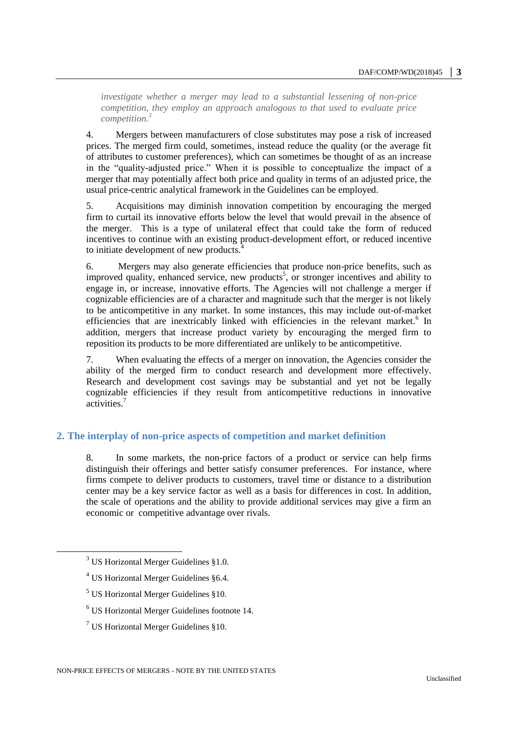*investigate whether a merger may lead to a substantial lessening of non-price competition, they employ an approach analogous to that used to evaluate price competition.*[3]

4. Mergers between manufacturers of close substitutes may pose a risk of increased prices. The merged firm could, sometimes, instead reduce the quality (or the average fit of attributes to customer preferences), which can sometimes be thought of as an increase in the "quality-adjusted price." When it is possible to conceptualize the impact of a merger that may potentially affect both price and quality in terms of an adjusted price, the usual price-centric analytical framework in the Guidelines can be employed.

5. Acquisitions may diminish innovation competition by encouraging the merged firm to curtail its innovative efforts below the level that would prevail in the absence of the merger. This is a type of unilateral effect that could take the form of reduced incentives to continue with an existing product-development effort, or reduced incentive to initiate development of new products.[4]

6. Mergers may also generate efficiencies that produce non-price benefits, such as improved quality, enhanced service, new products[5], or stronger incentives and ability to engage in, or increase, innovative efforts. The Agencies will not challenge a merger if cognizable efficiencies are of a character and magnitude such that the merger is not likely to be anticompetitive in any market. In some instances, this may include out-of-market efficiencies that are inextricably linked with efficiencies in the relevant market.[6] In addition, mergers that increase product variety by encouraging the merged firm to reposition its products to be more differentiated are unlikely to be anticompetitive.

7. When evaluating the effects of a merger on innovation, the Agencies consider the ability of the merged firm to conduct research and development more effectively. Research and development cost savings may be substantial and yet not be legally cognizable efficiencies if they result from anticompetitive reductions in innovative activities.[7]

## 2. The interplay of non-price aspects of competition and market definition

8. In some markets, the non-price factors of a product or service can help firms distinguish their offerings and better satisfy consumer preferences. For instance, where firms compete to deliver products to customers, travel time or distance to a distribution center may be a key service factor as well as a basis for differences in cost. In addition, the scale of operations and the ability to provide additional services may give a firm an economic or competitive advantage over rivals.

[3] US Horizontal Merger Guidelines §1.0.

[4] US Horizontal Merger Guidelines §6.4.

[5] US Horizontal Merger Guidelines §10.

[6] US Horizontal Merger Guidelines footnote 14.

[7] US Horizontal Merger Guidelines §10.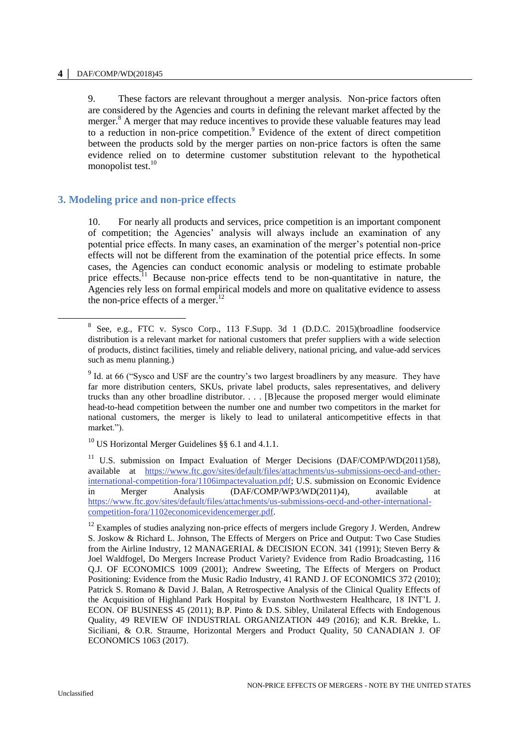9. These factors are relevant throughout a merger analysis. Non-price factors often are considered by the Agencies and courts in defining the relevant market affected by the merger.[8] A merger that may reduce incentives to provide these valuable features may lead to a reduction in non-price competition.[9] Evidence of the extent of direct competition between the products sold by the merger parties on non-price factors is often the same evidence relied on to determine customer substitution relevant to the hypothetical monopolist test.[10]

## 3. Modeling price and non-price effects

10. For nearly all products and services, price competition is an important component of competition; the Agencies' analysis will always include an examination of any potential price effects. In many cases, an examination of the merger's potential non-price effects will not be different from the examination of the potential price effects. In some cases, the Agencies can conduct economic analysis or modeling to estimate probable price effects.[11] Because non-price effects tend to be non-quantitative in nature, the Agencies rely less on formal empirical models and more on qualitative evidence to assess the non-price effects of a merger.[12]

---

[8] See, e.g., FTC v. Sysco Corp., 113 F.Supp. 3d 1 (D.D.C. 2015)(broadline foodservice distribution is a relevant market for national customers that prefer suppliers with a wide selection of products, distinct facilities, timely and reliable delivery, national pricing, and value-add services such as menu planning.)

[9] Id. at 66 ("Sysco and USF are the country's two largest broadliners by any measure. They have far more distribution centers, SKUs, private label products, sales representatives, and delivery trucks than any other broadline distributor. . . . [B]ecause the proposed merger would eliminate head-to-head competition between the number one and number two competitors in the market for national customers, the merger is likely to lead to unilateral anticompetitive effects in that market.").

[10] US Horizontal Merger Guidelines §§ 6.1 and 4.1.1.

[11] U.S. submission on Impact Evaluation of Merger Decisions (DAF/COMP/WD(2011)58), available at https://www.ftc.gov/sites/default/files/attachments/us-submissions-oecd-and-other-international-competition-fora/1106impactevaluation.pdf; U.S. submission on Economic Evidence in Merger Analysis (DAF/COMP/WP3/WD(2011)4), available at https://www.ftc.gov/sites/default/files/attachments/us-submissions-oecd-and-other-international-competition-fora/1102economicevidencemerger.pdf.

[12] Examples of studies analyzing non-price effects of mergers include Gregory J. Werden, Andrew S. Joskow & Richard L. Johnson, The Effects of Mergers on Price and Output: Two Case Studies from the Airline Industry, 12 MANAGERIAL & DECISION ECON. 341 (1991); Steven Berry & Joel Waldfogel, Do Mergers Increase Product Variety? Evidence from Radio Broadcasting, 116 Q.J. OF ECONOMICS 1009 (2001); Andrew Sweeting, The Effects of Mergers on Product Positioning: Evidence from the Music Radio Industry, 41 RAND J. OF ECONOMICS 372 (2010); Patrick S. Romano & David J. Balan, A Retrospective Analysis of the Clinical Quality Effects of the Acquisition of Highland Park Hospital by Evanston Northwestern Healthcare, 18 INT'L J. ECON. OF BUSINESS 45 (2011); B.P. Pinto & D.S. Sibley, Unilateral Effects with Endogenous Quality, 49 REVIEW OF INDUSTRIAL ORGANIZATION 449 (2016); and K.R. Brekke, L. Siciliani, & O.R. Straume, Horizontal Mergers and Product Quality, 50 CANADIAN J. OF ECONOMICS 1063 (2017).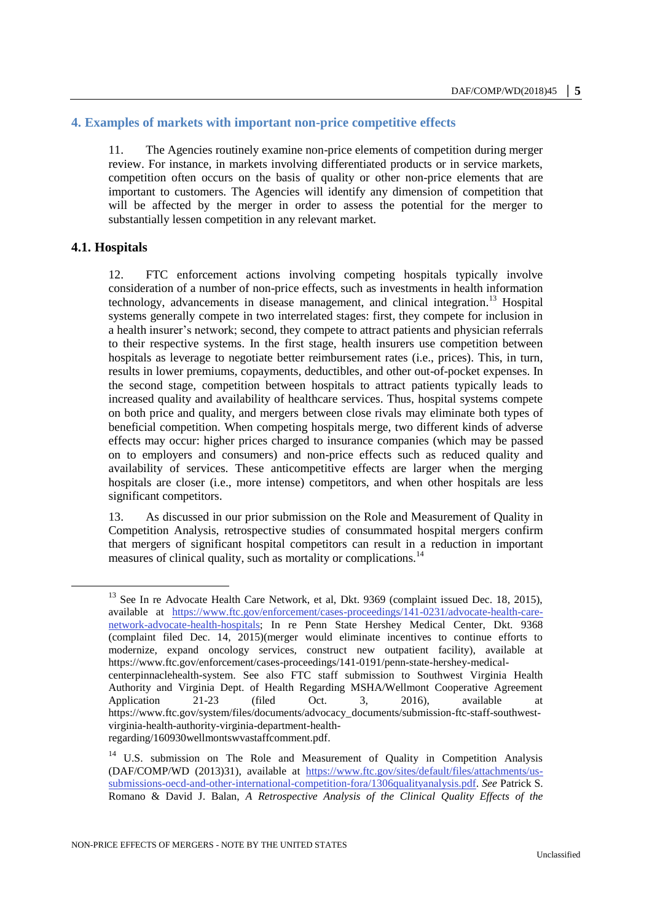## 4. Examples of markets with important non-price competitive effects

11. The Agencies routinely examine non-price elements of competition during merger review. For instance, in markets involving differentiated products or in service markets, competition often occurs on the basis of quality or other non-price elements that are important to customers. The Agencies will identify any dimension of competition that will be affected by the merger in order to assess the potential for the merger to substantially lessen competition in any relevant market.

### 4.1. Hospitals

12. FTC enforcement actions involving competing hospitals typically involve consideration of a number of non-price effects, such as investments in health information technology, advancements in disease management, and clinical integration.[13] Hospital systems generally compete in two interrelated stages: first, they compete for inclusion in a health insurer's network; second, they compete to attract patients and physician referrals to their respective systems. In the first stage, health insurers use competition between hospitals as leverage to negotiate better reimbursement rates (i.e., prices). This, in turn, results in lower premiums, copayments, deductibles, and other out-of-pocket expenses. In the second stage, competition between hospitals to attract patients typically leads to increased quality and availability of healthcare services. Thus, hospital systems compete on both price and quality, and mergers between close rivals may eliminate both types of beneficial competition. When competing hospitals merge, two different kinds of adverse effects may occur: higher prices charged to insurance companies (which may be passed on to employers and consumers) and non-price effects such as reduced quality and availability of services. These anticompetitive effects are larger when the merging hospitals are closer (i.e., more intense) competitors, and when other hospitals are less significant competitors.

13. As discussed in our prior submission on the Role and Measurement of Quality in Competition Analysis, retrospective studies of consummated hospital mergers confirm that mergers of significant hospital competitors can result in a reduction in important measures of clinical quality, such as mortality or complications.[14]

---

[13] See In re Advocate Health Care Network, et al, Dkt. 9369 (complaint issued Dec. 18, 2015), available at https://www.ftc.gov/enforcement/cases-proceedings/141-0231/advocate-health-care-network-advocate-health-hospitals; In re Penn State Hershey Medical Center, Dkt. 9368 (complaint filed Dec. 14, 2015)(merger would eliminate incentives to continue efforts to modernize, expand oncology services, construct new outpatient facility), available at https://www.ftc.gov/enforcement/cases-proceedings/141-0191/penn-state-hershey-medical-centerpinnaclehealth-system. See also FTC staff submission to Southwest Virginia Health Authority and Virginia Dept. of Health Regarding MSHA/Wellmont Cooperative Agreement Application 21-23 (filed Oct. 3, 2016), available at https://www.ftc.gov/system/files/documents/advocacy_documents/submission-ftc-staff-southwest-virginia-health-authority-virginia-department-health-regarding/160930wellmontswvastaffcomment.pdf.

[14] U.S. submission on The Role and Measurement of Quality in Competition Analysis (DAF/COMP/WD (2013)31), available at https://www.ftc.gov/sites/default/files/attachments/us-submissions-oecd-and-other-international-competition-fora/1306qualityanalysis.pdf. *See* Patrick S. Romano & David J. Balan, *A Retrospective Analysis of the Clinical Quality Effects of the*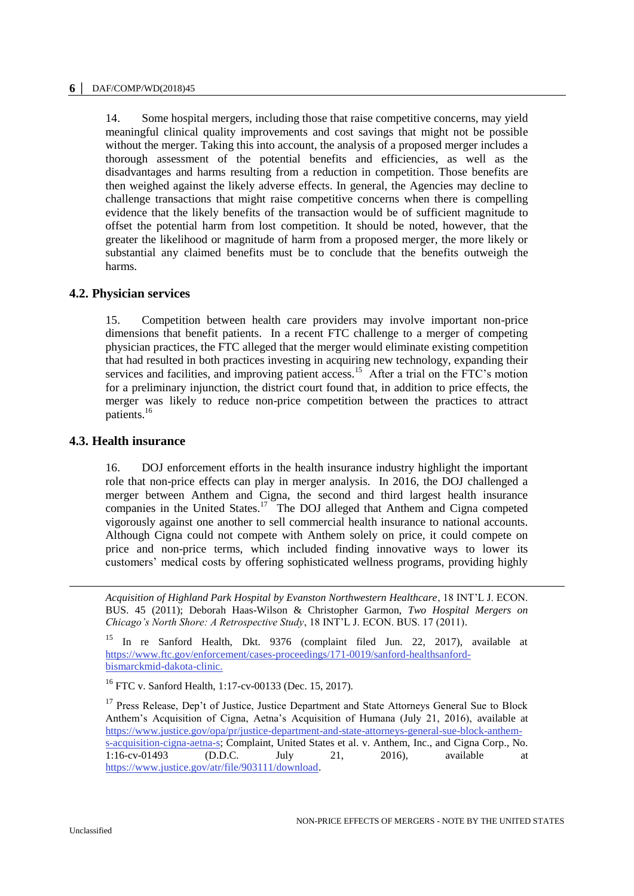14. Some hospital mergers, including those that raise competitive concerns, may yield meaningful clinical quality improvements and cost savings that might not be possible without the merger. Taking this into account, the analysis of a proposed merger includes a thorough assessment of the potential benefits and efficiencies, as well as the disadvantages and harms resulting from a reduction in competition. Those benefits are then weighed against the likely adverse effects. In general, the Agencies may decline to challenge transactions that might raise competitive concerns when there is compelling evidence that the likely benefits of the transaction would be of sufficient magnitude to offset the potential harm from lost competition. It should be noted, however, that the greater the likelihood or magnitude of harm from a proposed merger, the more likely or substantial any claimed benefits must be to conclude that the benefits outweigh the harms.

## 4.2. Physician services

15. Competition between health care providers may involve important non-price dimensions that benefit patients. In a recent FTC challenge to a merger of competing physician practices, the FTC alleged that the merger would eliminate existing competition that had resulted in both practices investing in acquiring new technology, expanding their services and facilities, and improving patient access.[15] After a trial on the FTC's motion for a preliminary injunction, the district court found that, in addition to price effects, the merger was likely to reduce non-price competition between the practices to attract patients.[16]

## 4.3. Health insurance

16. DOJ enforcement efforts in the health insurance industry highlight the important role that non-price effects can play in merger analysis. In 2016, the DOJ challenged a merger between Anthem and Cigna, the second and third largest health insurance companies in the United States.[17] The DOJ alleged that Anthem and Cigna competed vigorously against one another to sell commercial health insurance to national accounts. Although Cigna could not compete with Anthem solely on price, it could compete on price and non-price terms, which included finding innovative ways to lower its customers' medical costs by offering sophisticated wellness programs, providing highly

---

*Acquisition of Highland Park Hospital by Evanston Northwestern Healthcare*, 18 INT'L J. ECON. BUS. 45 (2011); Deborah Haas-Wilson & Christopher Garmon, *Two Hospital Mergers on Chicago's North Shore: A Retrospective Study*, 18 INT'L J. ECON. BUS. 17 (2011).

[15] In re Sanford Health, Dkt. 9376 (complaint filed Jun. 22, 2017), available at https://www.ftc.gov/enforcement/cases-proceedings/171-0019/sanford-healthsanford-bismarckmid-dakota-clinic.

[16] FTC v. Sanford Health, 1:17-cv-00133 (Dec. 15, 2017).

[17] Press Release, Dep't of Justice, Justice Department and State Attorneys General Sue to Block Anthem's Acquisition of Cigna, Aetna's Acquisition of Humana (July 21, 2016), available at https://www.justice.gov/opa/pr/justice-department-and-state-attorneys-general-sue-block-anthem-s-acquisition-cigna-aetna-s; Complaint, United States et al. v. Anthem, Inc., and Cigna Corp., No. 1:16-cv-01493 (D.D.C. July 21, 2016), available at https://www.justice.gov/atr/file/903111/download.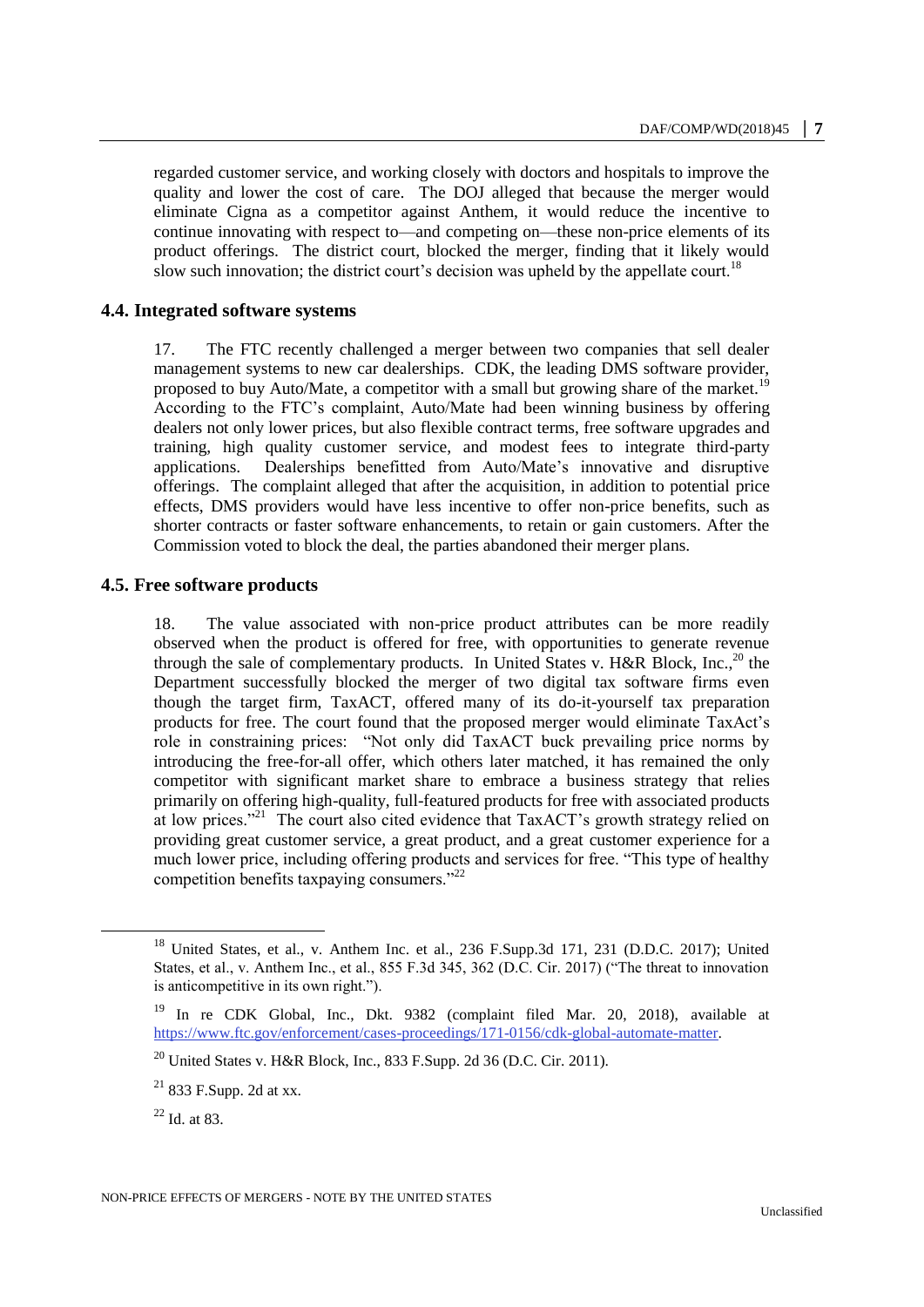regarded customer service, and working closely with doctors and hospitals to improve the quality and lower the cost of care. The DOJ alleged that because the merger would eliminate Cigna as a competitor against Anthem, it would reduce the incentive to continue innovating with respect to—and competing on—these non-price elements of its product offerings. The district court, blocked the merger, finding that it likely would slow such innovation; the district court's decision was upheld by the appellate court.[18]

### 4.4. Integrated software systems

17. The FTC recently challenged a merger between two companies that sell dealer management systems to new car dealerships. CDK, the leading DMS software provider, proposed to buy Auto/Mate, a competitor with a small but growing share of the market.[19] According to the FTC's complaint, Auto/Mate had been winning business by offering dealers not only lower prices, but also flexible contract terms, free software upgrades and training, high quality customer service, and modest fees to integrate third-party applications. Dealerships benefitted from Auto/Mate's innovative and disruptive offerings. The complaint alleged that after the acquisition, in addition to potential price effects, DMS providers would have less incentive to offer non-price benefits, such as shorter contracts or faster software enhancements, to retain or gain customers. After the Commission voted to block the deal, the parties abandoned their merger plans.

### 4.5. Free software products

18. The value associated with non-price product attributes can be more readily observed when the product is offered for free, with opportunities to generate revenue through the sale of complementary products. In United States v. H&R Block, Inc.,[20] the Department successfully blocked the merger of two digital tax software firms even though the target firm, TaxACT, offered many of its do-it-yourself tax preparation products for free. The court found that the proposed merger would eliminate TaxAct's role in constraining prices: "Not only did TaxACT buck prevailing price norms by introducing the free-for-all offer, which others later matched, it has remained the only competitor with significant market share to embrace a business strategy that relies primarily on offering high-quality, full-featured products for free with associated products at low prices."[21] The court also cited evidence that TaxACT's growth strategy relied on providing great customer service, a great product, and a great customer experience for a much lower price, including offering products and services for free. "This type of healthy competition benefits taxpaying consumers."[22]

---

[18] United States, et al., v. Anthem Inc. et al., 236 F.Supp.3d 171, 231 (D.D.C. 2017); United States, et al., v. Anthem Inc., et al., 855 F.3d 345, 362 (D.C. Cir. 2017) ("The threat to innovation is anticompetitive in its own right.").

[19] In re CDK Global, Inc., Dkt. 9382 (complaint filed Mar. 20, 2018), available at https://www.ftc.gov/enforcement/cases-proceedings/171-0156/cdk-global-automate-matter.

[20] United States v. H&R Block, Inc., 833 F.Supp. 2d 36 (D.C. Cir. 2011).

[21] 833 F.Supp. 2d at xx.

[22] Id. at 83.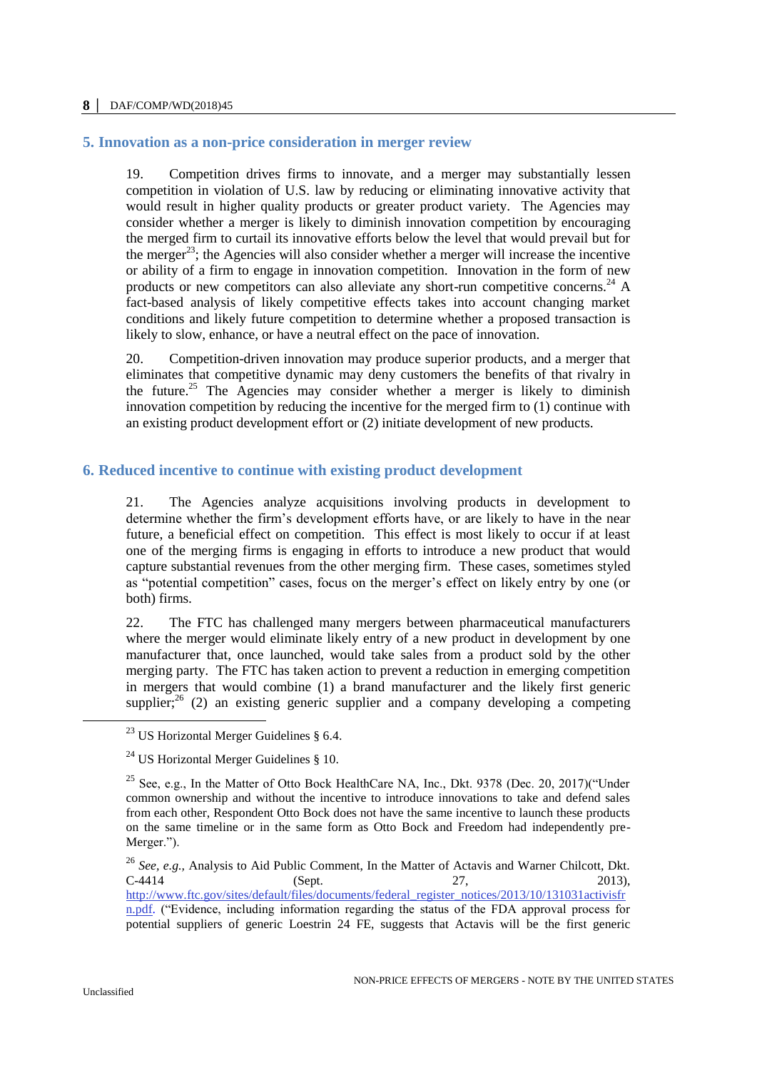## 5. Innovation as a non-price consideration in merger review

19. Competition drives firms to innovate, and a merger may substantially lessen competition in violation of U.S. law by reducing or eliminating innovative activity that would result in higher quality products or greater product variety. The Agencies may consider whether a merger is likely to diminish innovation competition by encouraging the merged firm to curtail its innovative efforts below the level that would prevail but for the merger[23]; the Agencies will also consider whether a merger will increase the incentive or ability of a firm to engage in innovation competition. Innovation in the form of new products or new competitors can also alleviate any short-run competitive concerns.[24] A fact-based analysis of likely competitive effects takes into account changing market conditions and likely future competition to determine whether a proposed transaction is likely to slow, enhance, or have a neutral effect on the pace of innovation.

20. Competition-driven innovation may produce superior products, and a merger that eliminates that competitive dynamic may deny customers the benefits of that rivalry in the future.[25] The Agencies may consider whether a merger is likely to diminish innovation competition by reducing the incentive for the merged firm to (1) continue with an existing product development effort or (2) initiate development of new products.

## 6. Reduced incentive to continue with existing product development

21. The Agencies analyze acquisitions involving products in development to determine whether the firm's development efforts have, or are likely to have in the near future, a beneficial effect on competition. This effect is most likely to occur if at least one of the merging firms is engaging in efforts to introduce a new product that would capture substantial revenues from the other merging firm. These cases, sometimes styled as "potential competition" cases, focus on the merger's effect on likely entry by one (or both) firms.

22. The FTC has challenged many mergers between pharmaceutical manufacturers where the merger would eliminate likely entry of a new product in development by one manufacturer that, once launched, would take sales from a product sold by the other merging party. The FTC has taken action to prevent a reduction in emerging competition in mergers that would combine (1) a brand manufacturer and the likely first generic supplier;[26] (2) an existing generic supplier and a company developing a competing

---

[23] US Horizontal Merger Guidelines § 6.4.

[24] US Horizontal Merger Guidelines § 10.

[25] See, e.g., In the Matter of Otto Bock HealthCare NA, Inc., Dkt. 9378 (Dec. 20, 2017)("Under common ownership and without the incentive to introduce innovations to take and defend sales from each other, Respondent Otto Bock does not have the same incentive to launch these products on the same timeline or in the same form as Otto Bock and Freedom had independently pre-Merger.").

[26] *See, e.g.*, Analysis to Aid Public Comment, In the Matter of Actavis and Warner Chilcott, Dkt. C-4414 (Sept. 27, 2013), http://www.ftc.gov/sites/default/files/documents/federal_register_notices/2013/10/131031activisfrn.pdf. ("Evidence, including information regarding the status of the FDA approval process for potential suppliers of generic Loestrin 24 FE, suggests that Actavis will be the first generic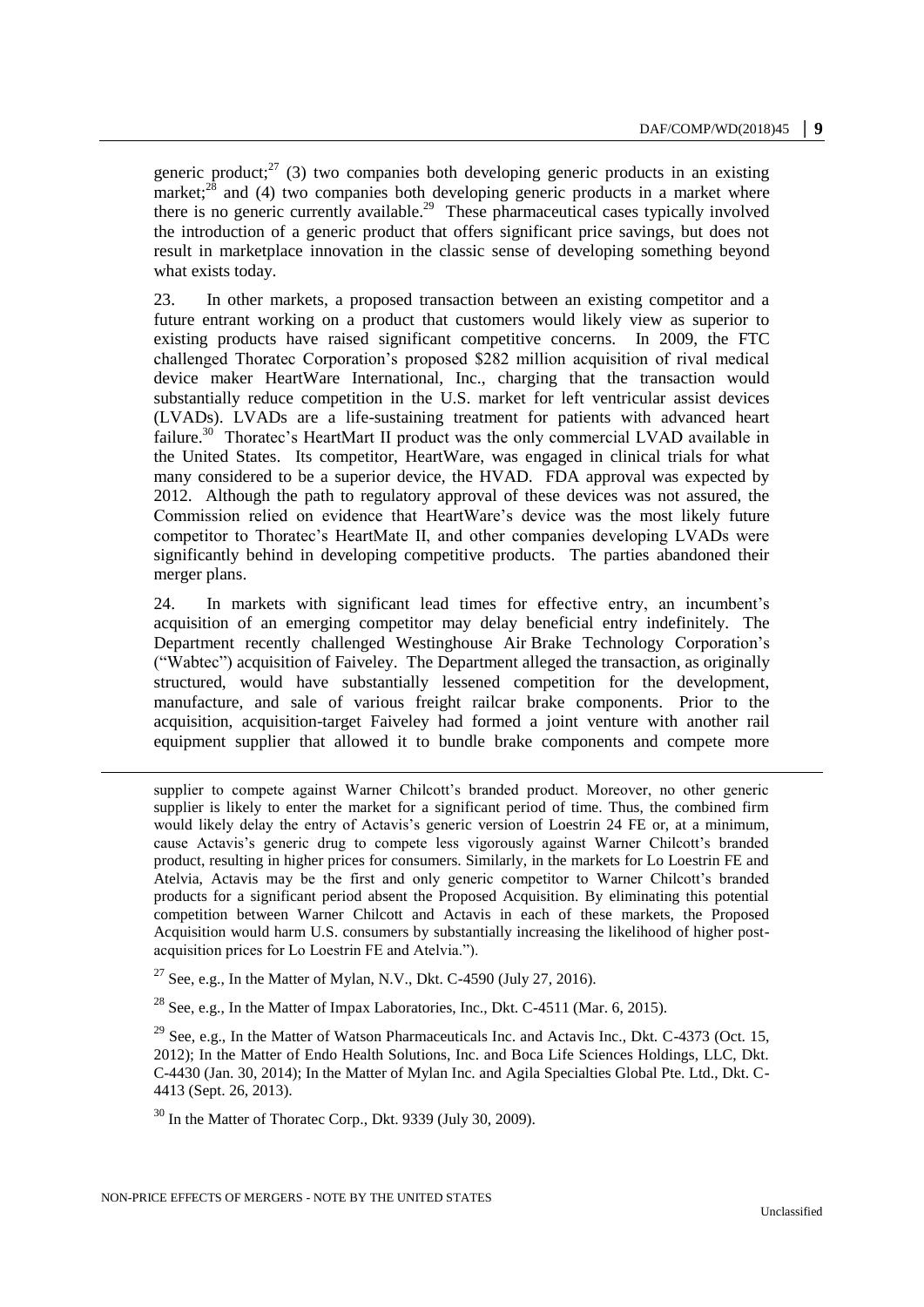generic product;[27] (3) two companies both developing generic products in an existing market;[28] and (4) two companies both developing generic products in a market where there is no generic currently available.[29] These pharmaceutical cases typically involved the introduction of a generic product that offers significant price savings, but does not result in marketplace innovation in the classic sense of developing something beyond what exists today.

23. In other markets, a proposed transaction between an existing competitor and a future entrant working on a product that customers would likely view as superior to existing products have raised significant competitive concerns. In 2009, the FTC challenged Thoratec Corporation's proposed $282 million acquisition of rival medical device maker HeartWare International, Inc., charging that the transaction would substantially reduce competition in the U.S. market for left ventricular assist devices (LVADs). LVADs are a life-sustaining treatment for patients with advanced heart failure.[30] Thoratec's HeartMart II product was the only commercial LVAD available in the United States. Its competitor, HeartWare, was engaged in clinical trials for what many considered to be a superior device, the HVAD. FDA approval was expected by 2012. Although the path to regulatory approval of these devices was not assured, the Commission relied on evidence that HeartWare's device was the most likely future competitor to Thoratec's HeartMate II, and other companies developing LVADs were significantly behind in developing competitive products. The parties abandoned their merger plans.

24. In markets with significant lead times for effective entry, an incumbent's acquisition of an emerging competitor may delay beneficial entry indefinitely. The Department recently challenged Westinghouse Air Brake Technology Corporation's ("Wabtec") acquisition of Faiveley. The Department alleged the transaction, as originally structured, would have substantially lessened competition for the development, manufacture, and sale of various freight railcar brake components. Prior to the acquisition, acquisition-target Faiveley had formed a joint venture with another rail equipment supplier that allowed it to bundle brake components and compete more

---

supplier to compete against Warner Chilcott's branded product. Moreover, no other generic supplier is likely to enter the market for a significant period of time. Thus, the combined firm would likely delay the entry of Actavis's generic version of Loestrin 24 FE or, at a minimum, cause Actavis's generic drug to compete less vigorously against Warner Chilcott's branded product, resulting in higher prices for consumers. Similarly, in the markets for Lo Loestrin FE and Atelvia, Actavis may be the first and only generic competitor to Warner Chilcott's branded products for a significant period absent the Proposed Acquisition. By eliminating this potential competition between Warner Chilcott and Actavis in each of these markets, the Proposed Acquisition would harm U.S. consumers by substantially increasing the likelihood of higher post-acquisition prices for Lo Loestrin FE and Atelvia.").

[27] See, e.g., In the Matter of Mylan, N.V., Dkt. C-4590 (July 27, 2016).

[28] See, e.g., In the Matter of Impax Laboratories, Inc., Dkt. C-4511 (Mar. 6, 2015).

[29] See, e.g., In the Matter of Watson Pharmaceuticals Inc. and Actavis Inc., Dkt. C-4373 (Oct. 15, 2012); In the Matter of Endo Health Solutions, Inc. and Boca Life Sciences Holdings, LLC, Dkt. C-4430 (Jan. 30, 2014); In the Matter of Mylan Inc. and Agila Specialties Global Pte. Ltd., Dkt. C-4413 (Sept. 26, 2013).

[30] In the Matter of Thoratec Corp., Dkt. 9339 (July 30, 2009).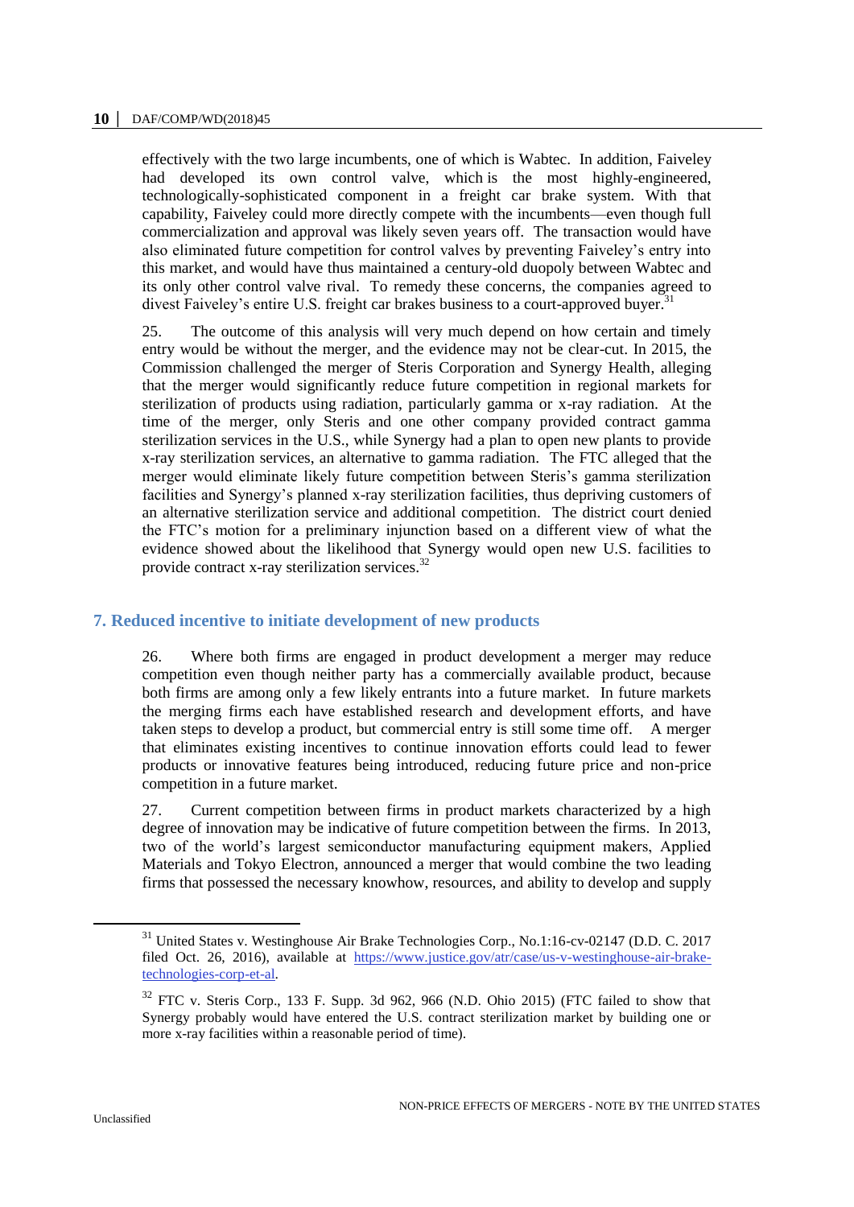effectively with the two large incumbents, one of which is Wabtec. In addition, Faiveley had developed its own control valve, which is the most highly-engineered, technologically-sophisticated component in a freight car brake system. With that capability, Faiveley could more directly compete with the incumbents—even though full commercialization and approval was likely seven years off. The transaction would have also eliminated future competition for control valves by preventing Faiveley's entry into this market, and would have thus maintained a century-old duopoly between Wabtec and its only other control valve rival. To remedy these concerns, the companies agreed to divest Faiveley's entire U.S. freight car brakes business to a court-approved buyer.[31]

25. The outcome of this analysis will very much depend on how certain and timely entry would be without the merger, and the evidence may not be clear-cut. In 2015, the Commission challenged the merger of Steris Corporation and Synergy Health, alleging that the merger would significantly reduce future competition in regional markets for sterilization of products using radiation, particularly gamma or x-ray radiation. At the time of the merger, only Steris and one other company provided contract gamma sterilization services in the U.S., while Synergy had a plan to open new plants to provide x-ray sterilization services, an alternative to gamma radiation. The FTC alleged that the merger would eliminate likely future competition between Steris's gamma sterilization facilities and Synergy's planned x-ray sterilization facilities, thus depriving customers of an alternative sterilization service and additional competition. The district court denied the FTC's motion for a preliminary injunction based on a different view of what the evidence showed about the likelihood that Synergy would open new U.S. facilities to provide contract x-ray sterilization services.[32]

## 7. Reduced incentive to initiate development of new products

26. Where both firms are engaged in product development a merger may reduce competition even though neither party has a commercially available product, because both firms are among only a few likely entrants into a future market. In future markets the merging firms each have established research and development efforts, and have taken steps to develop a product, but commercial entry is still some time off. A merger that eliminates existing incentives to continue innovation efforts could lead to fewer products or innovative features being introduced, reducing future price and non-price competition in a future market.

27. Current competition between firms in product markets characterized by a high degree of innovation may be indicative of future competition between the firms. In 2013, two of the world's largest semiconductor manufacturing equipment makers, Applied Materials and Tokyo Electron, announced a merger that would combine the two leading firms that possessed the necessary knowhow, resources, and ability to develop and supply

---

[31] United States v. Westinghouse Air Brake Technologies Corp., No.1:16-cv-02147 (D.D. C. 2017 filed Oct. 26, 2016), available at https://www.justice.gov/atr/case/us-v-westinghouse-air-brake-technologies-corp-et-al.

[32] FTC v. Steris Corp., 133 F. Supp. 3d 962, 966 (N.D. Ohio 2015) (FTC failed to show that Synergy probably would have entered the U.S. contract sterilization market by building one or more x-ray facilities within a reasonable period of time).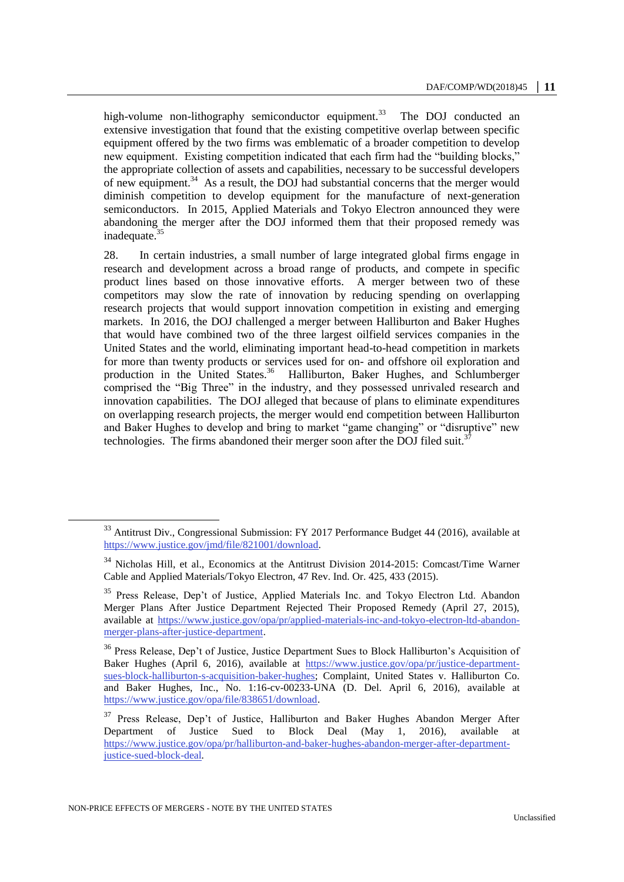high-volume non-lithography semiconductor equipment.[33] The DOJ conducted an extensive investigation that found that the existing competitive overlap between specific equipment offered by the two firms was emblematic of a broader competition to develop new equipment. Existing competition indicated that each firm had the "building blocks," the appropriate collection of assets and capabilities, necessary to be successful developers of new equipment.[34] As a result, the DOJ had substantial concerns that the merger would diminish competition to develop equipment for the manufacture of next-generation semiconductors. In 2015, Applied Materials and Tokyo Electron announced they were abandoning the merger after the DOJ informed them that their proposed remedy was inadequate.[35]

28. In certain industries, a small number of large integrated global firms engage in research and development across a broad range of products, and compete in specific product lines based on those innovative efforts. A merger between two of these competitors may slow the rate of innovation by reducing spending on overlapping research projects that would support innovation competition in existing and emerging markets. In 2016, the DOJ challenged a merger between Halliburton and Baker Hughes that would have combined two of the three largest oilfield services companies in the United States and the world, eliminating important head-to-head competition in markets for more than twenty products or services used for on- and offshore oil exploration and production in the United States.[36] Halliburton, Baker Hughes, and Schlumberger comprised the "Big Three" in the industry, and they possessed unrivaled research and innovation capabilities. The DOJ alleged that because of plans to eliminate expenditures on overlapping research projects, the merger would end competition between Halliburton and Baker Hughes to develop and bring to market "game changing" or "disruptive" new technologies. The firms abandoned their merger soon after the DOJ filed suit.[37]

---

[33] Antitrust Div., Congressional Submission: FY 2017 Performance Budget 44 (2016), available at https://www.justice.gov/jmd/file/821001/download.

[34] Nicholas Hill, et al., Economics at the Antitrust Division 2014-2015: Comcast/Time Warner Cable and Applied Materials/Tokyo Electron, 47 Rev. Ind. Or. 425, 433 (2015).

[35] Press Release, Dep't of Justice, Applied Materials Inc. and Tokyo Electron Ltd. Abandon Merger Plans After Justice Department Rejected Their Proposed Remedy (April 27, 2015), available at https://www.justice.gov/opa/pr/applied-materials-inc-and-tokyo-electron-ltd-abandon-merger-plans-after-justice-department.

[36] Press Release, Dep't of Justice, Justice Department Sues to Block Halliburton's Acquisition of Baker Hughes (April 6, 2016), available at https://www.justice.gov/opa/pr/justice-department-sues-block-halliburton-s-acquisition-baker-hughes; Complaint, United States v. Halliburton Co. and Baker Hughes, Inc., No. 1:16-cv-00233-UNA (D. Del. April 6, 2016), available at https://www.justice.gov/opa/file/838651/download.

[37] Press Release, Dep't of Justice, Halliburton and Baker Hughes Abandon Merger After Department of Justice Sued to Block Deal (May 1, 2016), available at https://www.justice.gov/opa/pr/halliburton-and-baker-hughes-abandon-merger-after-department-justice-sued-block-deal.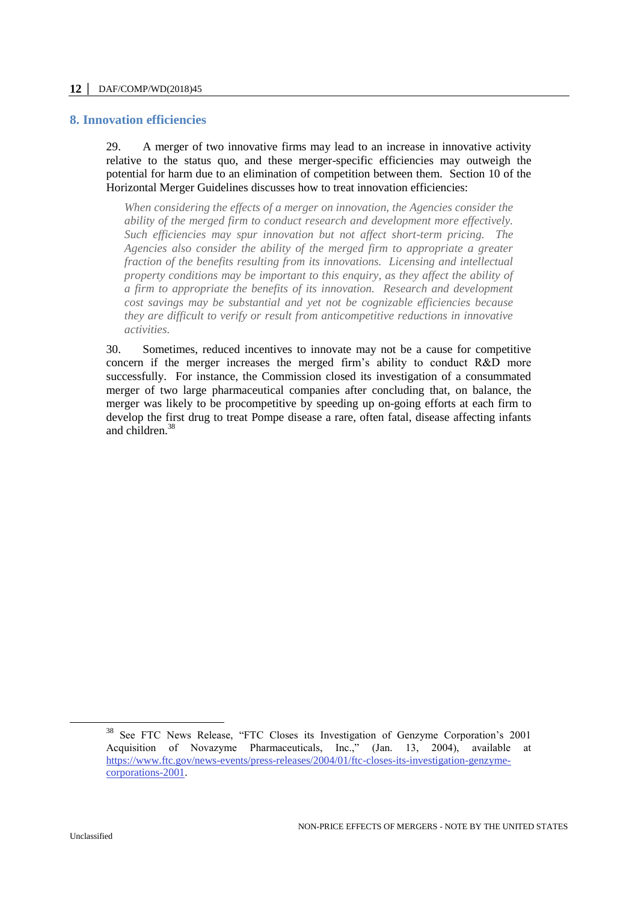## 8. Innovation efficiencies

29. A merger of two innovative firms may lead to an increase in innovative activity relative to the status quo, and these merger-specific efficiencies may outweigh the potential for harm due to an elimination of competition between them. Section 10 of the Horizontal Merger Guidelines discusses how to treat innovation efficiencies:

> *When considering the effects of a merger on innovation, the Agencies consider the ability of the merged firm to conduct research and development more effectively. Such efficiencies may spur innovation but not affect short-term pricing. The Agencies also consider the ability of the merged firm to appropriate a greater fraction of the benefits resulting from its innovations. Licensing and intellectual property conditions may be important to this enquiry, as they affect the ability of a firm to appropriate the benefits of its innovation. Research and development cost savings may be substantial and yet not be cognizable efficiencies because they are difficult to verify or result from anticompetitive reductions in innovative activities.*

30. Sometimes, reduced incentives to innovate may not be a cause for competitive concern if the merger increases the merged firm's ability to conduct R&D more successfully. For instance, the Commission closed its investigation of a consummated merger of two large pharmaceutical companies after concluding that, on balance, the merger was likely to be procompetitive by speeding up on-going efforts at each firm to develop the first drug to treat Pompe disease a rare, often fatal, disease affecting infants and children.[38]

[38] See FTC News Release, "FTC Closes its Investigation of Genzyme Corporation's 2001 Acquisition of Novazyme Pharmaceuticals, Inc.," (Jan. 13, 2004), available at https://www.ftc.gov/news-events/press-releases/2004/01/ftc-closes-its-investigation-genzyme-corporations-2001.